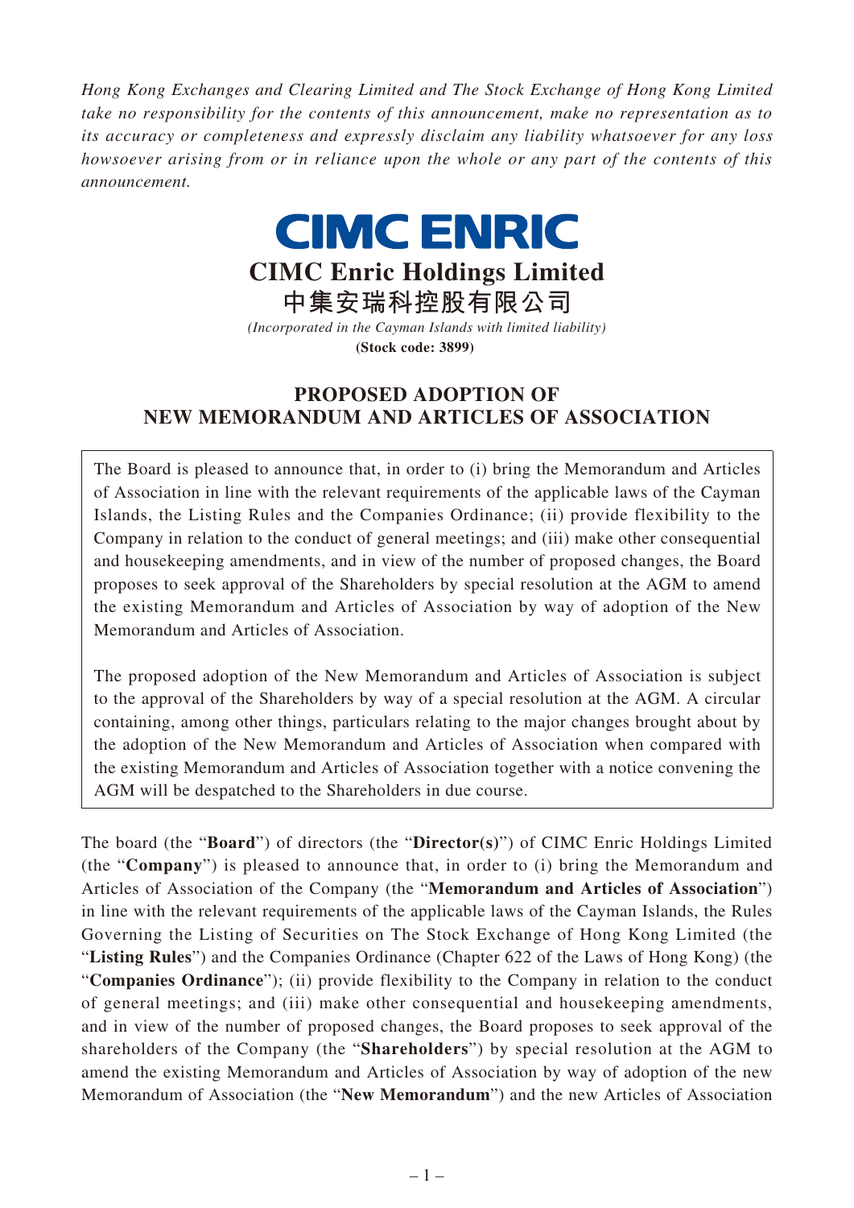*Hong Kong Exchanges and Clearing Limited and The Stock Exchange of Hong Kong Limited take no responsibility for the contents of this announcement, make no representation as to its accuracy or completeness and expressly disclaim any liability whatsoever for any loss howsoever arising from or in reliance upon the whole or any part of the contents of this announcement.*

**CIMC ENRIC**

# CIMC Enric Holdings Limited
# 中集安瑞科控股有限公司

*(Incorporated in the Cayman Islands with limited liability)*

**(Stock code: 3899)**

## PROPOSED ADOPTION OF NEW MEMORANDUM AND ARTICLES OF ASSOCIATION

The Board is pleased to announce that, in order to (i) bring the Memorandum and Articles of Association in line with the relevant requirements of the applicable laws of the Cayman Islands, the Listing Rules and the Companies Ordinance; (ii) provide flexibility to the Company in relation to the conduct of general meetings; and (iii) make other consequential and housekeeping amendments, and in view of the number of proposed changes, the Board proposes to seek approval of the Shareholders by special resolution at the AGM to amend the existing Memorandum and Articles of Association by way of adoption of the New Memorandum and Articles of Association.

The proposed adoption of the New Memorandum and Articles of Association is subject to the approval of the Shareholders by way of a special resolution at the AGM. A circular containing, among other things, particulars relating to the major changes brought about by the adoption of the New Memorandum and Articles of Association when compared with the existing Memorandum and Articles of Association together with a notice convening the AGM will be despatched to the Shareholders in due course.

The board (the "**Board**") of directors (the "**Director(s)**") of CIMC Enric Holdings Limited (the "**Company**") is pleased to announce that, in order to (i) bring the Memorandum and Articles of Association of the Company (the "**Memorandum and Articles of Association**") in line with the relevant requirements of the applicable laws of the Cayman Islands, the Rules Governing the Listing of Securities on The Stock Exchange of Hong Kong Limited (the "**Listing Rules**") and the Companies Ordinance (Chapter 622 of the Laws of Hong Kong) (the "**Companies Ordinance**"); (ii) provide flexibility to the Company in relation to the conduct of general meetings; and (iii) make other consequential and housekeeping amendments, and in view of the number of proposed changes, the Board proposes to seek approval of the shareholders of the Company (the "**Shareholders**") by special resolution at the AGM to amend the existing Memorandum and Articles of Association by way of adoption of the new Memorandum of Association (the "**New Memorandum**") and the new Articles of Association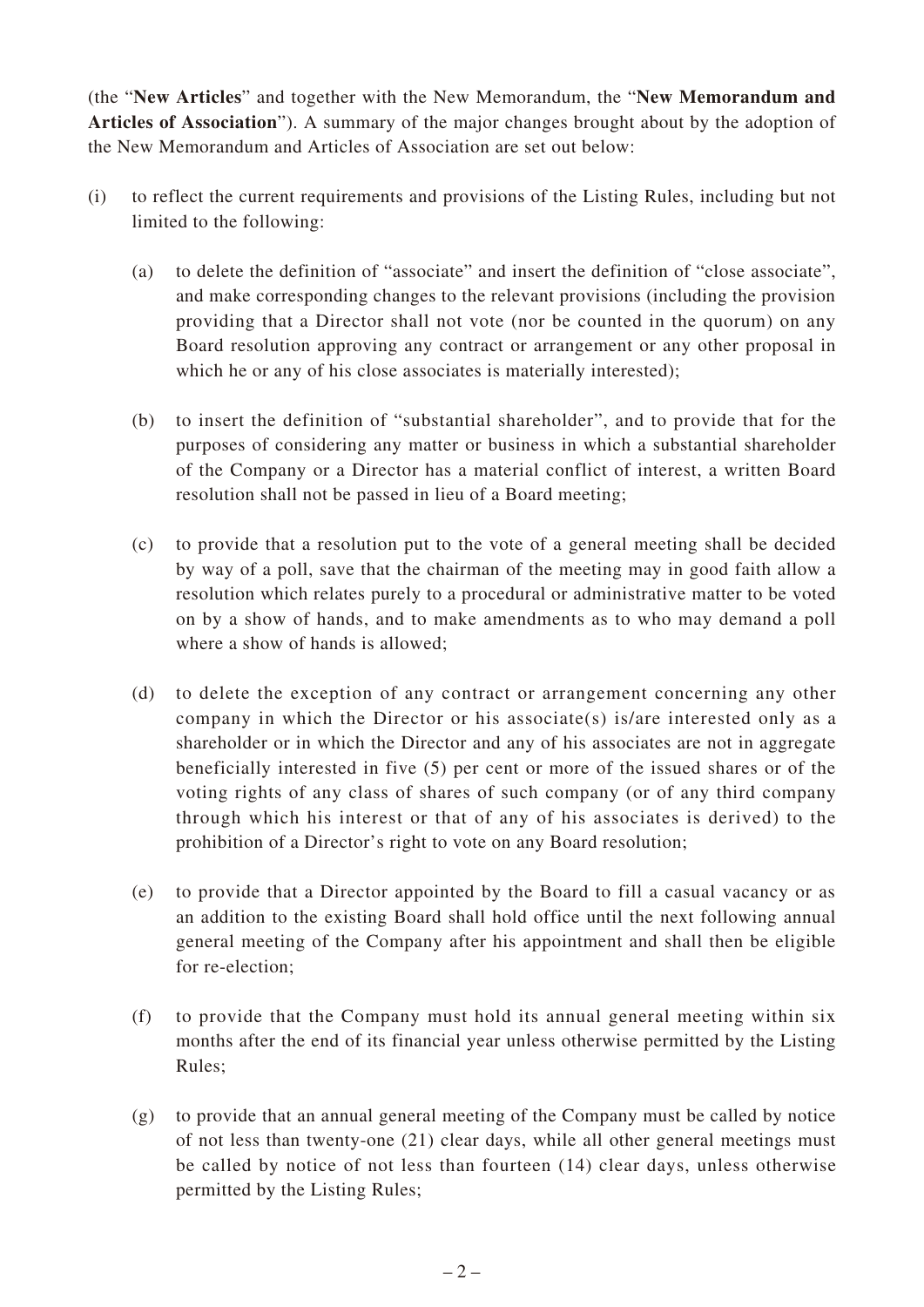(the "**New Articles**" and together with the New Memorandum, the "**New Memorandum and Articles of Association**"). A summary of the major changes brought about by the adoption of the New Memorandum and Articles of Association are set out below:

(i) to reflect the current requirements and provisions of the Listing Rules, including but not limited to the following:

   (a) to delete the definition of "associate" and insert the definition of "close associate", and make corresponding changes to the relevant provisions (including the provision providing that a Director shall not vote (nor be counted in the quorum) on any Board resolution approving any contract or arrangement or any other proposal in which he or any of his close associates is materially interested);

   (b) to insert the definition of "substantial shareholder", and to provide that for the purposes of considering any matter or business in which a substantial shareholder of the Company or a Director has a material conflict of interest, a written Board resolution shall not be passed in lieu of a Board meeting;

   (c) to provide that a resolution put to the vote of a general meeting shall be decided by way of a poll, save that the chairman of the meeting may in good faith allow a resolution which relates purely to a procedural or administrative matter to be voted on by a show of hands, and to make amendments as to who may demand a poll where a show of hands is allowed;

   (d) to delete the exception of any contract or arrangement concerning any other company in which the Director or his associate(s) is/are interested only as a shareholder or in which the Director and any of his associates are not in aggregate beneficially interested in five (5) per cent or more of the issued shares or of the voting rights of any class of shares of such company (or of any third company through which his interest or that of any of his associates is derived) to the prohibition of a Director's right to vote on any Board resolution;

   (e) to provide that a Director appointed by the Board to fill a casual vacancy or as an addition to the existing Board shall hold office until the next following annual general meeting of the Company after his appointment and shall then be eligible for re-election;

   (f) to provide that the Company must hold its annual general meeting within six months after the end of its financial year unless otherwise permitted by the Listing Rules;

   (g) to provide that an annual general meeting of the Company must be called by notice of not less than twenty-one (21) clear days, while all other general meetings must be called by notice of not less than fourteen (14) clear days, unless otherwise permitted by the Listing Rules;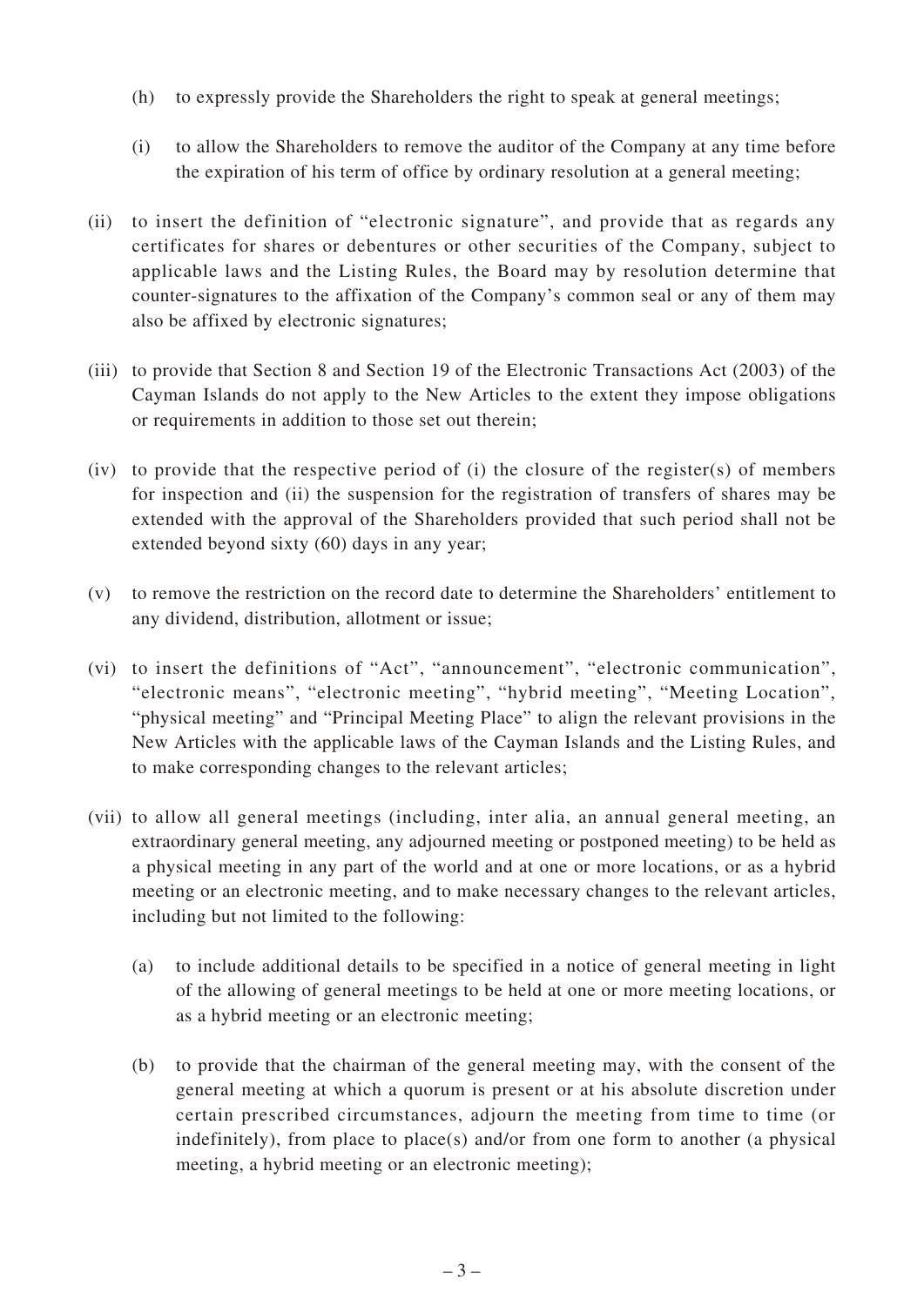(h) to expressly provide the Shareholders the right to speak at general meetings;

(i) to allow the Shareholders to remove the auditor of the Company at any time before the expiration of his term of office by ordinary resolution at a general meeting;

(ii) to insert the definition of "electronic signature", and provide that as regards any certificates for shares or debentures or other securities of the Company, subject to applicable laws and the Listing Rules, the Board may by resolution determine that counter-signatures to the affixation of the Company's common seal or any of them may also be affixed by electronic signatures;

(iii) to provide that Section 8 and Section 19 of the Electronic Transactions Act (2003) of the Cayman Islands do not apply to the New Articles to the extent they impose obligations or requirements in addition to those set out therein;

(iv) to provide that the respective period of (i) the closure of the register(s) of members for inspection and (ii) the suspension for the registration of transfers of shares may be extended with the approval of the Shareholders provided that such period shall not be extended beyond sixty (60) days in any year;

(v) to remove the restriction on the record date to determine the Shareholders' entitlement to any dividend, distribution, allotment or issue;

(vi) to insert the definitions of "Act", "announcement", "electronic communication", "electronic means", "electronic meeting", "hybrid meeting", "Meeting Location", "physical meeting" and "Principal Meeting Place" to align the relevant provisions in the New Articles with the applicable laws of the Cayman Islands and the Listing Rules, and to make corresponding changes to the relevant articles;

(vii) to allow all general meetings (including, inter alia, an annual general meeting, an extraordinary general meeting, any adjourned meeting or postponed meeting) to be held as a physical meeting in any part of the world and at one or more locations, or as a hybrid meeting or an electronic meeting, and to make necessary changes to the relevant articles, including but not limited to the following:

(a) to include additional details to be specified in a notice of general meeting in light of the allowing of general meetings to be held at one or more meeting locations, or as a hybrid meeting or an electronic meeting;

(b) to provide that the chairman of the general meeting may, with the consent of the general meeting at which a quorum is present or at his absolute discretion under certain prescribed circumstances, adjourn the meeting from time to time (or indefinitely), from place to place(s) and/or from one form to another (a physical meeting, a hybrid meeting or an electronic meeting);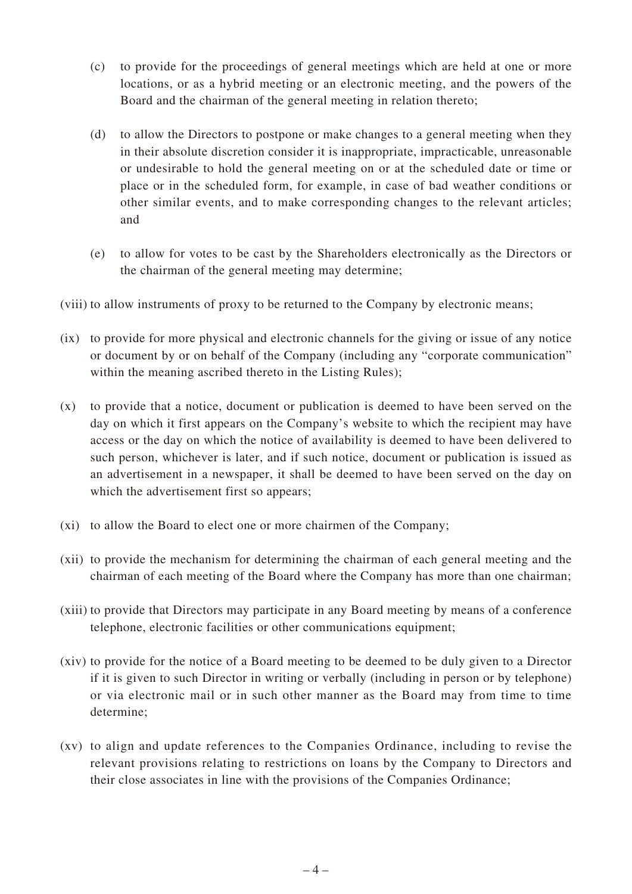(c) to provide for the proceedings of general meetings which are held at one or more locations, or as a hybrid meeting or an electronic meeting, and the powers of the Board and the chairman of the general meeting in relation thereto;

(d) to allow the Directors to postpone or make changes to a general meeting when they in their absolute discretion consider it is inappropriate, impracticable, unreasonable or undesirable to hold the general meeting on or at the scheduled date or time or place or in the scheduled form, for example, in case of bad weather conditions or other similar events, and to make corresponding changes to the relevant articles; and

(e) to allow for votes to be cast by the Shareholders electronically as the Directors or the chairman of the general meeting may determine;

(viii) to allow instruments of proxy to be returned to the Company by electronic means;

(ix) to provide for more physical and electronic channels for the giving or issue of any notice or document by or on behalf of the Company (including any "corporate communication" within the meaning ascribed thereto in the Listing Rules);

(x) to provide that a notice, document or publication is deemed to have been served on the day on which it first appears on the Company's website to which the recipient may have access or the day on which the notice of availability is deemed to have been delivered to such person, whichever is later, and if such notice, document or publication is issued as an advertisement in a newspaper, it shall be deemed to have been served on the day on which the advertisement first so appears;

(xi) to allow the Board to elect one or more chairmen of the Company;

(xii) to provide the mechanism for determining the chairman of each general meeting and the chairman of each meeting of the Board where the Company has more than one chairman;

(xiii) to provide that Directors may participate in any Board meeting by means of a conference telephone, electronic facilities or other communications equipment;

(xiv) to provide for the notice of a Board meeting to be deemed to be duly given to a Director if it is given to such Director in writing or verbally (including in person or by telephone) or via electronic mail or in such other manner as the Board may from time to time determine;

(xv) to align and update references to the Companies Ordinance, including to revise the relevant provisions relating to restrictions on loans by the Company to Directors and their close associates in line with the provisions of the Companies Ordinance;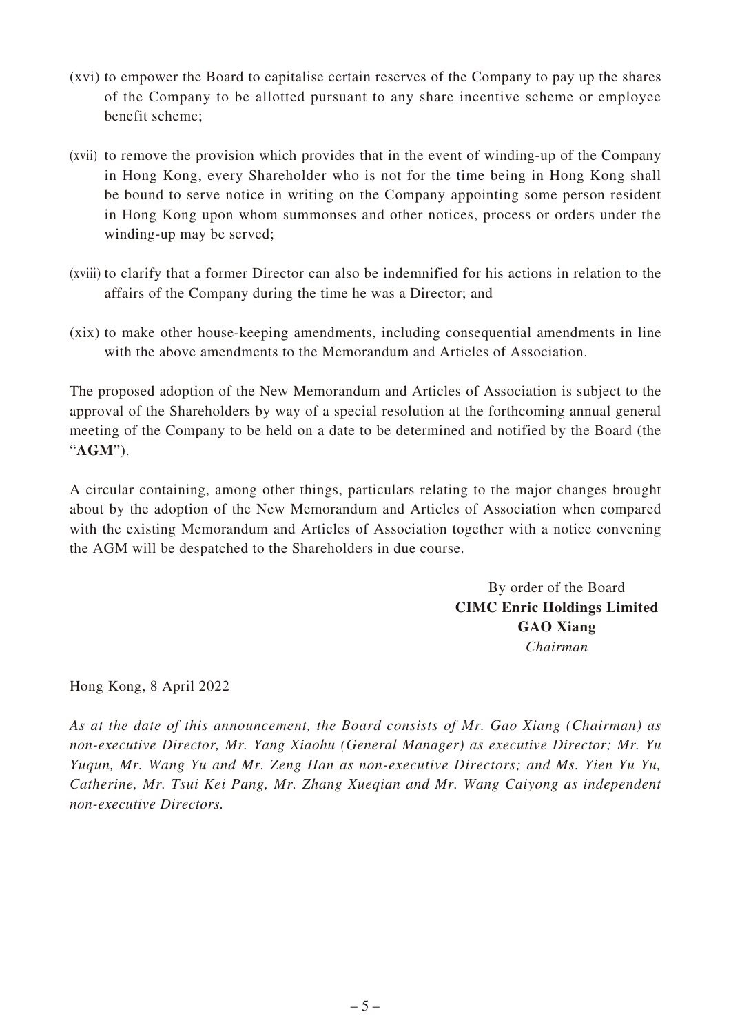(xvi) to empower the Board to capitalise certain reserves of the Company to pay up the shares of the Company to be allotted pursuant to any share incentive scheme or employee benefit scheme;

(xvii) to remove the provision which provides that in the event of winding-up of the Company in Hong Kong, every Shareholder who is not for the time being in Hong Kong shall be bound to serve notice in writing on the Company appointing some person resident in Hong Kong upon whom summonses and other notices, process or orders under the winding-up may be served;

(xviii) to clarify that a former Director can also be indemnified for his actions in relation to the affairs of the Company during the time he was a Director; and

(xix) to make other house-keeping amendments, including consequential amendments in line with the above amendments to the Memorandum and Articles of Association.

The proposed adoption of the New Memorandum and Articles of Association is subject to the approval of the Shareholders by way of a special resolution at the forthcoming annual general meeting of the Company to be held on a date to be determined and notified by the Board (the "**AGM**").

A circular containing, among other things, particulars relating to the major changes brought about by the adoption of the New Memorandum and Articles of Association when compared with the existing Memorandum and Articles of Association together with a notice convening the AGM will be despatched to the Shareholders in due course.

By order of the Board
**CIMC Enric Holdings Limited**
**GAO Xiang**
*Chairman*

Hong Kong, 8 April 2022

*As at the date of this announcement, the Board consists of Mr. Gao Xiang (Chairman) as non-executive Director, Mr. Yang Xiaohu (General Manager) as executive Director; Mr. Yu Yuqun, Mr. Wang Yu and Mr. Zeng Han as non-executive Directors; and Ms. Yien Yu Yu, Catherine, Mr. Tsui Kei Pang, Mr. Zhang Xueqian and Mr. Wang Caiyong as independent non-executive Directors.*